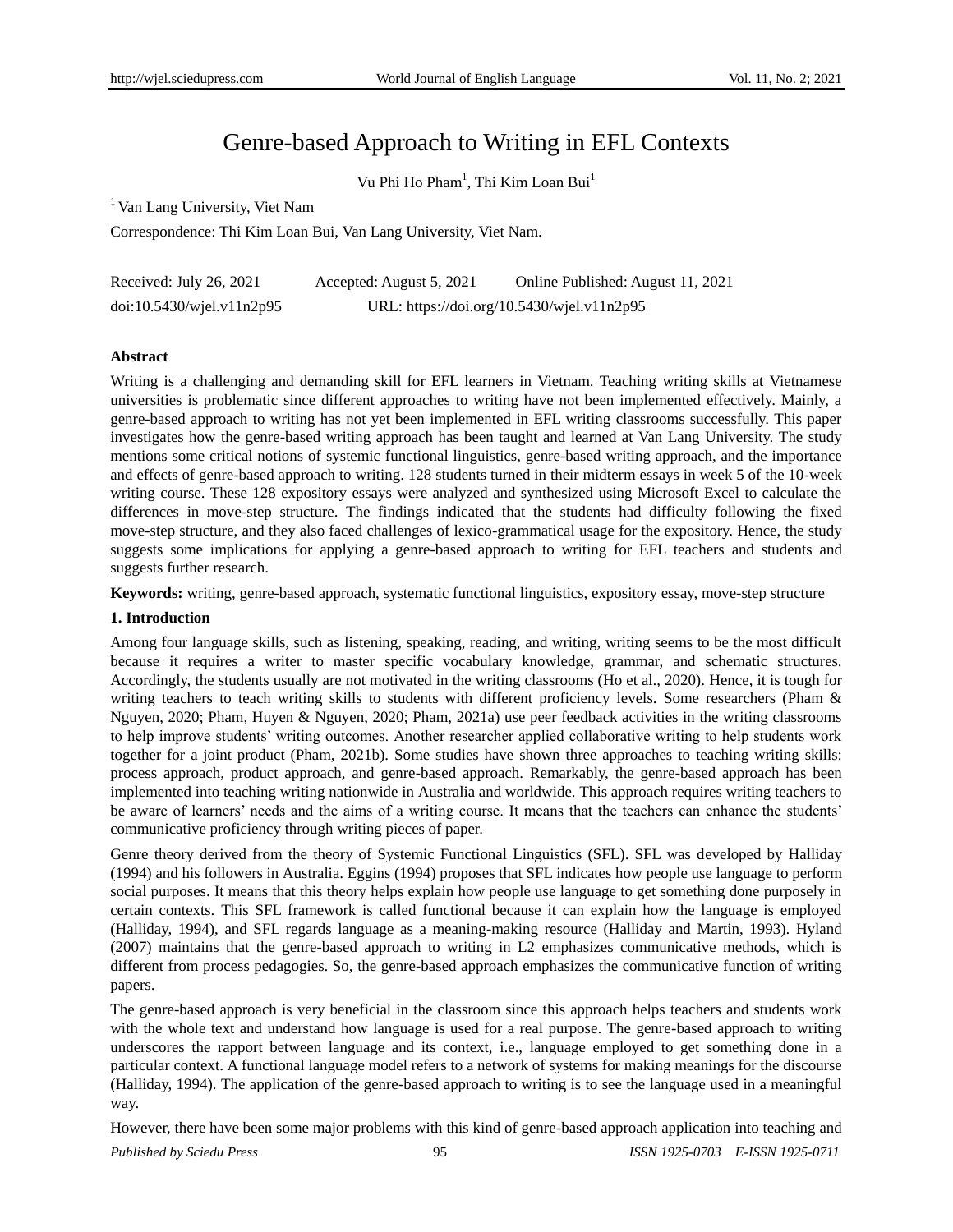# Genre-based Approach to Writing in EFL Contexts

Vu Phi Ho Pham[1], Thi Kim Loan Bui[1]

[1] Van Lang University, Viet Nam

Correspondence: Thi Kim Loan Bui, Van Lang University, Viet Nam.

Received: July 26, 2021 Accepted: August 5, 2021 Online Published: August 11, 2021

doi:10.5430/wjel.v11n2p95 URL: https://doi.org/10.5430/wjel.v11n2p95

## Abstract

Writing is a challenging and demanding skill for EFL learners in Vietnam. Teaching writing skills at Vietnamese universities is problematic since different approaches to writing have not been implemented effectively. Mainly, a genre-based approach to writing has not yet been implemented in EFL writing classrooms successfully. This paper investigates how the genre-based writing approach has been taught and learned at Van Lang University. The study mentions some critical notions of systemic functional linguistics, genre-based writing approach, and the importance and effects of genre-based approach to writing. 128 students turned in their midterm essays in week 5 of the 10-week writing course. These 128 expository essays were analyzed and synthesized using Microsoft Excel to calculate the differences in move-step structure. The findings indicated that the students had difficulty following the fixed move-step structure, and they also faced challenges of lexico-grammatical usage for the expository. Hence, the study suggests some implications for applying a genre-based approach to writing for EFL teachers and students and suggests further research.

**Keywords:** writing, genre-based approach, systematic functional linguistics, expository essay, move-step structure

## 1. Introduction

Among four language skills, such as listening, speaking, reading, and writing, writing seems to be the most difficult because it requires a writer to master specific vocabulary knowledge, grammar, and schematic structures. Accordingly, the students usually are not motivated in the writing classrooms (Ho et al., 2020). Hence, it is tough for writing teachers to teach writing skills to students with different proficiency levels. Some researchers (Pham & Nguyen, 2020; Pham, Huyen & Nguyen, 2020; Pham, 2021a) use peer feedback activities in the writing classrooms to help improve students' writing outcomes. Another researcher applied collaborative writing to help students work together for a joint product (Pham, 2021b). Some studies have shown three approaches to teaching writing skills: process approach, product approach, and genre-based approach. Remarkably, the genre-based approach has been implemented into teaching writing nationwide in Australia and worldwide. This approach requires writing teachers to be aware of learners' needs and the aims of a writing course. It means that the teachers can enhance the students' communicative proficiency through writing pieces of paper.

Genre theory derived from the theory of Systemic Functional Linguistics (SFL). SFL was developed by Halliday (1994) and his followers in Australia. Eggins (1994) proposes that SFL indicates how people use language to perform social purposes. It means that this theory helps explain how people use language to get something done purposely in certain contexts. This SFL framework is called functional because it can explain how the language is employed (Halliday, 1994), and SFL regards language as a meaning-making resource (Halliday and Martin, 1993). Hyland (2007) maintains that the genre-based approach to writing in L2 emphasizes communicative methods, which is different from process pedagogies. So, the genre-based approach emphasizes the communicative function of writing papers.

The genre-based approach is very beneficial in the classroom since this approach helps teachers and students work with the whole text and understand how language is used for a real purpose. The genre-based approach to writing underscores the rapport between language and its context, i.e., language employed to get something done in a particular context. A functional language model refers to a network of systems for making meanings for the discourse (Halliday, 1994). The application of the genre-based approach to writing is to see the language used in a meaningful way.

However, there have been some major problems with this kind of genre-based approach application into teaching and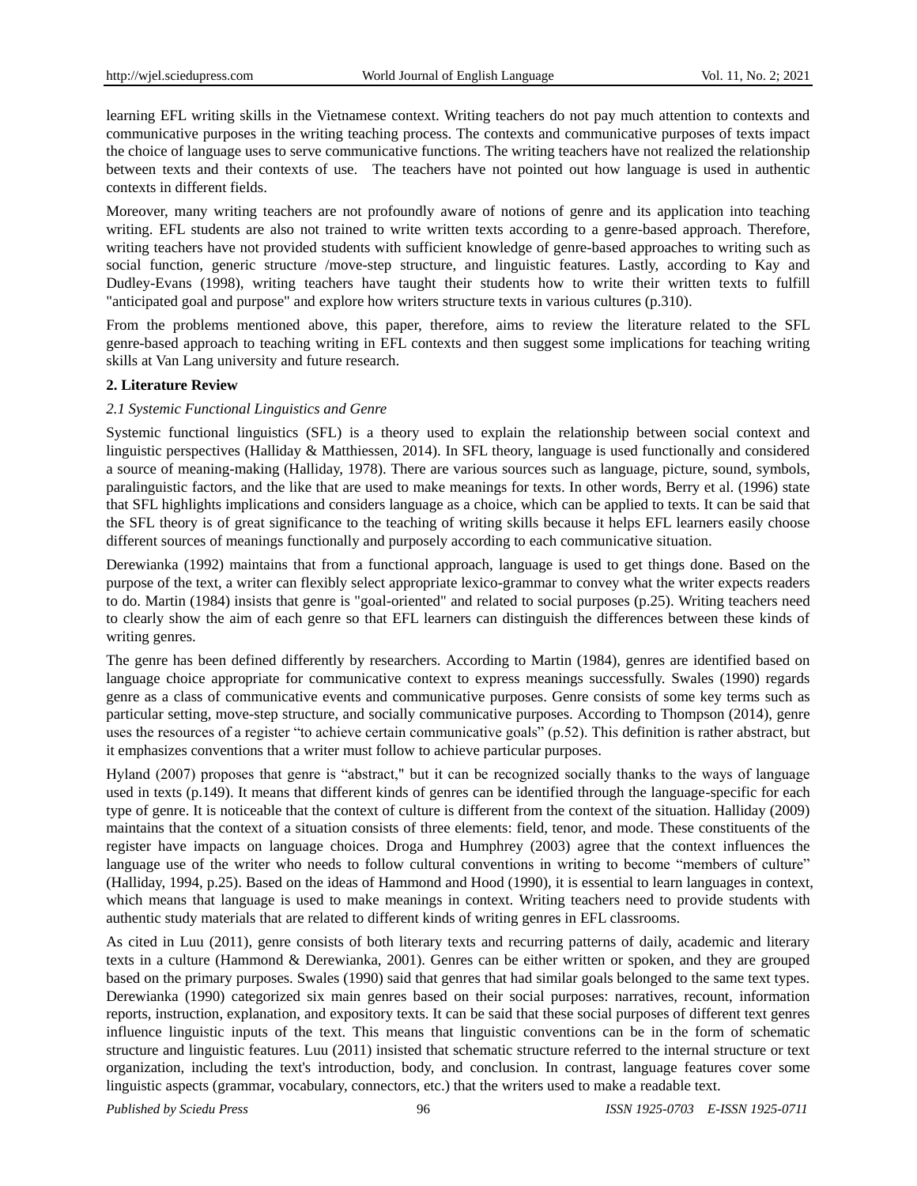learning EFL writing skills in the Vietnamese context. Writing teachers do not pay much attention to contexts and communicative purposes in the writing teaching process. The contexts and communicative purposes of texts impact the choice of language uses to serve communicative functions. The writing teachers have not realized the relationship between texts and their contexts of use. The teachers have not pointed out how language is used in authentic contexts in different fields.

Moreover, many writing teachers are not profoundly aware of notions of genre and its application into teaching writing. EFL students are also not trained to write written texts according to a genre-based approach. Therefore, writing teachers have not provided students with sufficient knowledge of genre-based approaches to writing such as social function, generic structure /move-step structure, and linguistic features. Lastly, according to Kay and Dudley-Evans (1998), writing teachers have taught their students how to write their written texts to fulfill "anticipated goal and purpose" and explore how writers structure texts in various cultures (p.310).

From the problems mentioned above, this paper, therefore, aims to review the literature related to the SFL genre-based approach to teaching writing in EFL contexts and then suggest some implications for teaching writing skills at Van Lang university and future research.

## 2. Literature Review

### *2.1 Systemic Functional Linguistics and Genre*

Systemic functional linguistics (SFL) is a theory used to explain the relationship between social context and linguistic perspectives (Halliday & Matthiessen, 2014). In SFL theory, language is used functionally and considered a source of meaning-making (Halliday, 1978). There are various sources such as language, picture, sound, symbols, paralinguistic factors, and the like that are used to make meanings for texts. In other words, Berry et al. (1996) state that SFL highlights implications and considers language as a choice, which can be applied to texts. It can be said that the SFL theory is of great significance to the teaching of writing skills because it helps EFL learners easily choose different sources of meanings functionally and purposely according to each communicative situation.

Derewianka (1992) maintains that from a functional approach, language is used to get things done. Based on the purpose of the text, a writer can flexibly select appropriate lexico-grammar to convey what the writer expects readers to do. Martin (1984) insists that genre is "goal-oriented" and related to social purposes (p.25). Writing teachers need to clearly show the aim of each genre so that EFL learners can distinguish the differences between these kinds of writing genres.

The genre has been defined differently by researchers. According to Martin (1984), genres are identified based on language choice appropriate for communicative context to express meanings successfully. Swales (1990) regards genre as a class of communicative events and communicative purposes. Genre consists of some key terms such as particular setting, move-step structure, and socially communicative purposes. According to Thompson (2014), genre uses the resources of a register "to achieve certain communicative goals" (p.52). This definition is rather abstract, but it emphasizes conventions that a writer must follow to achieve particular purposes.

Hyland (2007) proposes that genre is "abstract," but it can be recognized socially thanks to the ways of language used in texts (p.149). It means that different kinds of genres can be identified through the language-specific for each type of genre. It is noticeable that the context of culture is different from the context of the situation. Halliday (2009) maintains that the context of a situation consists of three elements: field, tenor, and mode. These constituents of the register have impacts on language choices. Droga and Humphrey (2003) agree that the context influences the language use of the writer who needs to follow cultural conventions in writing to become "members of culture" (Halliday, 1994, p.25). Based on the ideas of Hammond and Hood (1990), it is essential to learn languages in context, which means that language is used to make meanings in context. Writing teachers need to provide students with authentic study materials that are related to different kinds of writing genres in EFL classrooms.

As cited in Luu (2011), genre consists of both literary texts and recurring patterns of daily, academic and literary texts in a culture (Hammond & Derewianka, 2001). Genres can be either written or spoken, and they are grouped based on the primary purposes. Swales (1990) said that genres that had similar goals belonged to the same text types. Derewianka (1990) categorized six main genres based on their social purposes: narratives, recount, information reports, instruction, explanation, and expository texts. It can be said that these social purposes of different text genres influence linguistic inputs of the text. This means that linguistic conventions can be in the form of schematic structure and linguistic features. Luu (2011) insisted that schematic structure referred to the internal structure or text organization, including the text's introduction, body, and conclusion. In contrast, language features cover some linguistic aspects (grammar, vocabulary, connectors, etc.) that the writers used to make a readable text.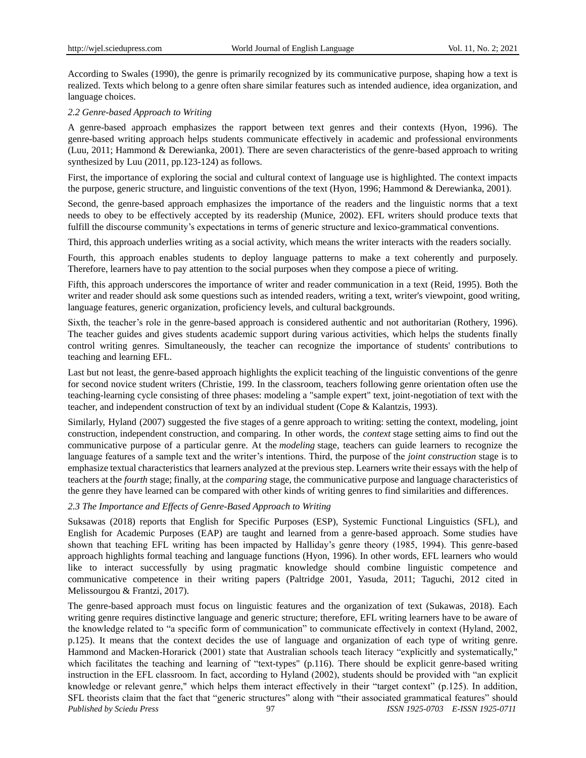According to Swales (1990), the genre is primarily recognized by its communicative purpose, shaping how a text is realized. Texts which belong to a genre often share similar features such as intended audience, idea organization, and language choices.

### *2.2 Genre-based Approach to Writing*

A genre-based approach emphasizes the rapport between text genres and their contexts (Hyon, 1996). The genre-based writing approach helps students communicate effectively in academic and professional environments (Luu, 2011; Hammond & Derewianka, 2001). There are seven characteristics of the genre-based approach to writing synthesized by Luu (2011, pp.123-124) as follows.

First, the importance of exploring the social and cultural context of language use is highlighted. The context impacts the purpose, generic structure, and linguistic conventions of the text (Hyon, 1996; Hammond & Derewianka, 2001).

Second, the genre-based approach emphasizes the importance of the readers and the linguistic norms that a text needs to obey to be effectively accepted by its readership (Munice, 2002). EFL writers should produce texts that fulfill the discourse community's expectations in terms of generic structure and lexico-grammatical conventions.

Third, this approach underlies writing as a social activity, which means the writer interacts with the readers socially.

Fourth, this approach enables students to deploy language patterns to make a text coherently and purposely. Therefore, learners have to pay attention to the social purposes when they compose a piece of writing.

Fifth, this approach underscores the importance of writer and reader communication in a text (Reid, 1995). Both the writer and reader should ask some questions such as intended readers, writing a text, writer's viewpoint, good writing, language features, generic organization, proficiency levels, and cultural backgrounds.

Sixth, the teacher's role in the genre-based approach is considered authentic and not authoritarian (Rothery, 1996). The teacher guides and gives students academic support during various activities, which helps the students finally control writing genres. Simultaneously, the teacher can recognize the importance of students' contributions to teaching and learning EFL.

Last but not least, the genre-based approach highlights the explicit teaching of the linguistic conventions of the genre for second novice student writers (Christie, 199. In the classroom, teachers following genre orientation often use the teaching-learning cycle consisting of three phases: modeling a "sample expert" text, joint-negotiation of text with the teacher, and independent construction of text by an individual student (Cope & Kalantzis, 1993).

Similarly, Hyland (2007) suggested the five stages of a genre approach to writing: setting the context, modeling, joint construction, independent construction, and comparing. In other words, the *context* stage setting aims to find out the communicative purpose of a particular genre. At the *modeling* stage, teachers can guide learners to recognize the language features of a sample text and the writer's intentions. Third, the purpose of the *joint construction* stage is to emphasize textual characteristics that learners analyzed at the previous step. Learners write their essays with the help of teachers at the *fourth* stage; finally, at the *comparing* stage, the communicative purpose and language characteristics of the genre they have learned can be compared with other kinds of writing genres to find similarities and differences.

### *2.3 The Importance and Effects of Genre-Based Approach to Writing*

Suksawas (2018) reports that English for Specific Purposes (ESP), Systemic Functional Linguistics (SFL), and English for Academic Purposes (EAP) are taught and learned from a genre-based approach. Some studies have shown that teaching EFL writing has been impacted by Halliday's genre theory (1985, 1994). This genre-based approach highlights formal teaching and language functions (Hyon, 1996). In other words, EFL learners who would like to interact successfully by using pragmatic knowledge should combine linguistic competence and communicative competence in their writing papers (Paltridge 2001, Yasuda, 2011; Taguchi, 2012 cited in Melissourgou & Frantzi, 2017).

The genre-based approach must focus on linguistic features and the organization of text (Sukawas, 2018). Each writing genre requires distinctive language and generic structure; therefore, EFL writing learners have to be aware of the knowledge related to "a specific form of communication" to communicate effectively in context (Hyland, 2002, p.125). It means that the context decides the use of language and organization of each type of writing genre. Hammond and Macken-Horarick (2001) state that Australian schools teach literacy "explicitly and systematically," which facilitates the teaching and learning of "text-types" (p.116). There should be explicit genre-based writing instruction in the EFL classroom. In fact, according to Hyland (2002), students should be provided with "an explicit knowledge or relevant genre," which helps them interact effectively in their "target context" (p.125). In addition, SFL theorists claim that the fact that "generic structures" along with "their associated grammatical features" should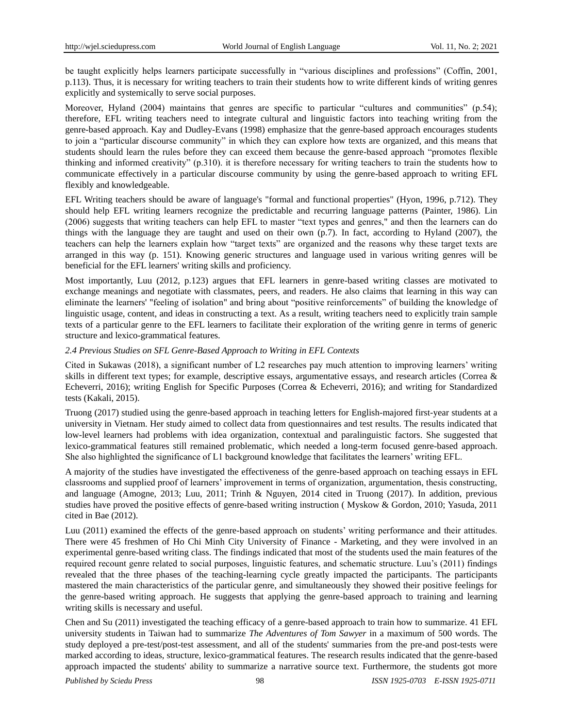be taught explicitly helps learners participate successfully in "various disciplines and professions" (Coffin, 2001, p.113). Thus, it is necessary for writing teachers to train their students how to write different kinds of writing genres explicitly and systemically to serve social purposes.

Moreover, Hyland (2004) maintains that genres are specific to particular "cultures and communities" (p.54); therefore, EFL writing teachers need to integrate cultural and linguistic factors into teaching writing from the genre-based approach. Kay and Dudley-Evans (1998) emphasize that the genre-based approach encourages students to join a "particular discourse community" in which they can explore how texts are organized, and this means that students should learn the rules before they can exceed them because the genre-based approach "promotes flexible thinking and informed creativity" (p.310). it is therefore necessary for writing teachers to train the students how to communicate effectively in a particular discourse community by using the genre-based approach to writing EFL flexibly and knowledgeable.

EFL Writing teachers should be aware of language's "formal and functional properties" (Hyon, 1996, p.712). They should help EFL writing learners recognize the predictable and recurring language patterns (Painter, 1986). Lin (2006) suggests that writing teachers can help EFL to master "text types and genres," and then the learners can do things with the language they are taught and used on their own (p.7). In fact, according to Hyland (2007), the teachers can help the learners explain how "target texts" are organized and the reasons why these target texts are arranged in this way (p. 151). Knowing generic structures and language used in various writing genres will be beneficial for the EFL learners' writing skills and proficiency.

Most importantly, Luu (2012, p.123) argues that EFL learners in genre-based writing classes are motivated to exchange meanings and negotiate with classmates, peers, and readers. He also claims that learning in this way can eliminate the learners' "feeling of isolation" and bring about "positive reinforcements" of building the knowledge of linguistic usage, content, and ideas in constructing a text. As a result, writing teachers need to explicitly train sample texts of a particular genre to the EFL learners to facilitate their exploration of the writing genre in terms of generic structure and lexico-grammatical features.

### *2.4 Previous Studies on SFL Genre-Based Approach to Writing in EFL Contexts*

Cited in Sukawas (2018), a significant number of L2 researches pay much attention to improving learners' writing skills in different text types; for example, descriptive essays, argumentative essays, and research articles (Correa & Echeverri, 2016); writing English for Specific Purposes (Correa & Echeverri, 2016); and writing for Standardized tests (Kakali, 2015).

Truong (2017) studied using the genre-based approach in teaching letters for English-majored first-year students at a university in Vietnam. Her study aimed to collect data from questionnaires and test results. The results indicated that low-level learners had problems with idea organization, contextual and paralinguistic factors. She suggested that lexico-grammatical features still remained problematic, which needed a long-term focused genre-based approach. She also highlighted the significance of L1 background knowledge that facilitates the learners' writing EFL.

A majority of the studies have investigated the effectiveness of the genre-based approach on teaching essays in EFL classrooms and supplied proof of learners' improvement in terms of organization, argumentation, thesis constructing, and language (Amogne, 2013; Luu, 2011; Trinh & Nguyen, 2014 cited in Truong (2017). In addition, previous studies have proved the positive effects of genre-based writing instruction ( Myskow & Gordon, 2010; Yasuda, 2011 cited in Bae (2012).

Luu (2011) examined the effects of the genre-based approach on students' writing performance and their attitudes. There were 45 freshmen of Ho Chi Minh City University of Finance - Marketing, and they were involved in an experimental genre-based writing class. The findings indicated that most of the students used the main features of the required recount genre related to social purposes, linguistic features, and schematic structure. Luu's (2011) findings revealed that the three phases of the teaching-learning cycle greatly impacted the participants. The participants mastered the main characteristics of the particular genre, and simultaneously they showed their positive feelings for the genre-based writing approach. He suggests that applying the genre-based approach to training and learning writing skills is necessary and useful.

Chen and Su (2011) investigated the teaching efficacy of a genre-based approach to train how to summarize. 41 EFL university students in Taiwan had to summarize *The Adventures of Tom Sawyer* in a maximum of 500 words. The study deployed a pre-test/post-test assessment, and all of the students' summaries from the pre-and post-tests were marked according to ideas, structure, lexico-grammatical features. The research results indicated that the genre-based approach impacted the students' ability to summarize a narrative source text. Furthermore, the students got more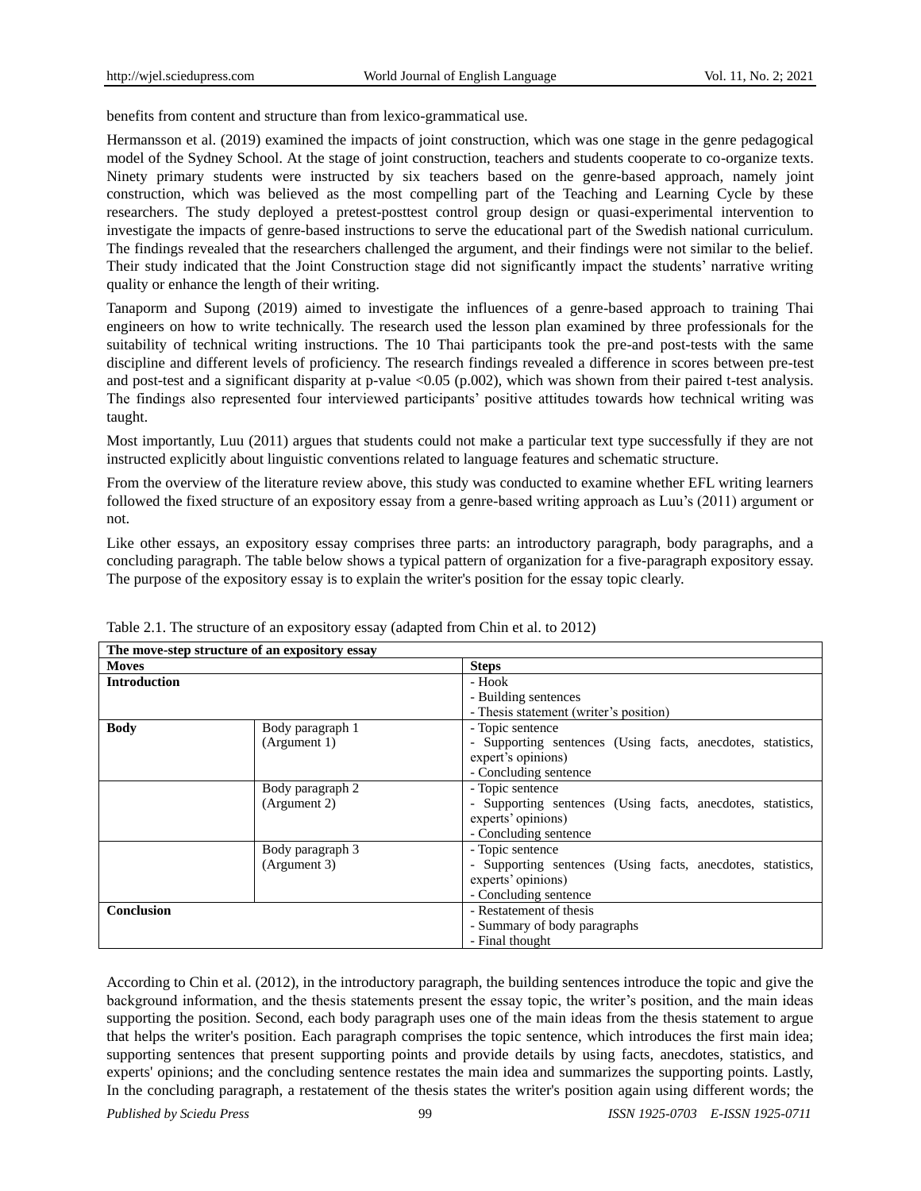benefits from content and structure than from lexico-grammatical use.

Hermansson et al. (2019) examined the impacts of joint construction, which was one stage in the genre pedagogical model of the Sydney School. At the stage of joint construction, teachers and students cooperate to co-organize texts. Ninety primary students were instructed by six teachers based on the genre-based approach, namely joint construction, which was believed as the most compelling part of the Teaching and Learning Cycle by these researchers. The study deployed a pretest-posttest control group design or quasi-experimental intervention to investigate the impacts of genre-based instructions to serve the educational part of the Swedish national curriculum. The findings revealed that the researchers challenged the argument, and their findings were not similar to the belief. Their study indicated that the Joint Construction stage did not significantly impact the students' narrative writing quality or enhance the length of their writing.

Tanaporm and Supong (2019) aimed to investigate the influences of a genre-based approach to training Thai engineers on how to write technically. The research used the lesson plan examined by three professionals for the suitability of technical writing instructions. The 10 Thai participants took the pre-and post-tests with the same discipline and different levels of proficiency. The research findings revealed a difference in scores between pre-test and post-test and a significant disparity at p-value $<0.05$ (p.002), which was shown from their paired t-test analysis. The findings also represented four interviewed participants' positive attitudes towards how technical writing was taught.

Most importantly, Luu (2011) argues that students could not make a particular text type successfully if they are not instructed explicitly about linguistic conventions related to language features and schematic structure.

From the overview of the literature review above, this study was conducted to examine whether EFL writing learners followed the fixed structure of an expository essay from a genre-based writing approach as Luu's (2011) argument or not.

Like other essays, an expository essay comprises three parts: an introductory paragraph, body paragraphs, and a concluding paragraph. The table below shows a typical pattern of organization for a five-paragraph expository essay. The purpose of the expository essay is to explain the writer's position for the essay topic clearly.

Table 2.1. The structure of an expository essay (adapted from Chin et al. to 2012)

| **The move-step structure of an expository essay** | | |
|---|---|---|
| **Moves** | | **Steps** |
| **Introduction** | | - Hook<br>- Building sentences<br>- Thesis statement (writer's position) |
| **Body** | Body paragraph 1<br>(Argument 1) | - Topic sentence<br>- Supporting sentences (Using facts, anecdotes, statistics, expert's opinions)<br>- Concluding sentence |
| | Body paragraph 2<br>(Argument 2) | - Topic sentence<br>- Supporting sentences (Using facts, anecdotes, statistics, experts' opinions)<br>- Concluding sentence |
| | Body paragraph 3<br>(Argument 3) | - Topic sentence<br>- Supporting sentences (Using facts, anecdotes, statistics, experts' opinions)<br>- Concluding sentence |
| **Conclusion** | | - Restatement of thesis<br>- Summary of body paragraphs<br>- Final thought |

According to Chin et al. (2012), in the introductory paragraph, the building sentences introduce the topic and give the background information, and the thesis statements present the essay topic, the writer's position, and the main ideas supporting the position. Second, each body paragraph uses one of the main ideas from the thesis statement to argue that helps the writer's position. Each paragraph comprises the topic sentence, which introduces the first main idea; supporting sentences that present supporting points and provide details by using facts, anecdotes, statistics, and experts' opinions; and the concluding sentence restates the main idea and summarizes the supporting points. Lastly, In the concluding paragraph, a restatement of the thesis states the writer's position again using different words; the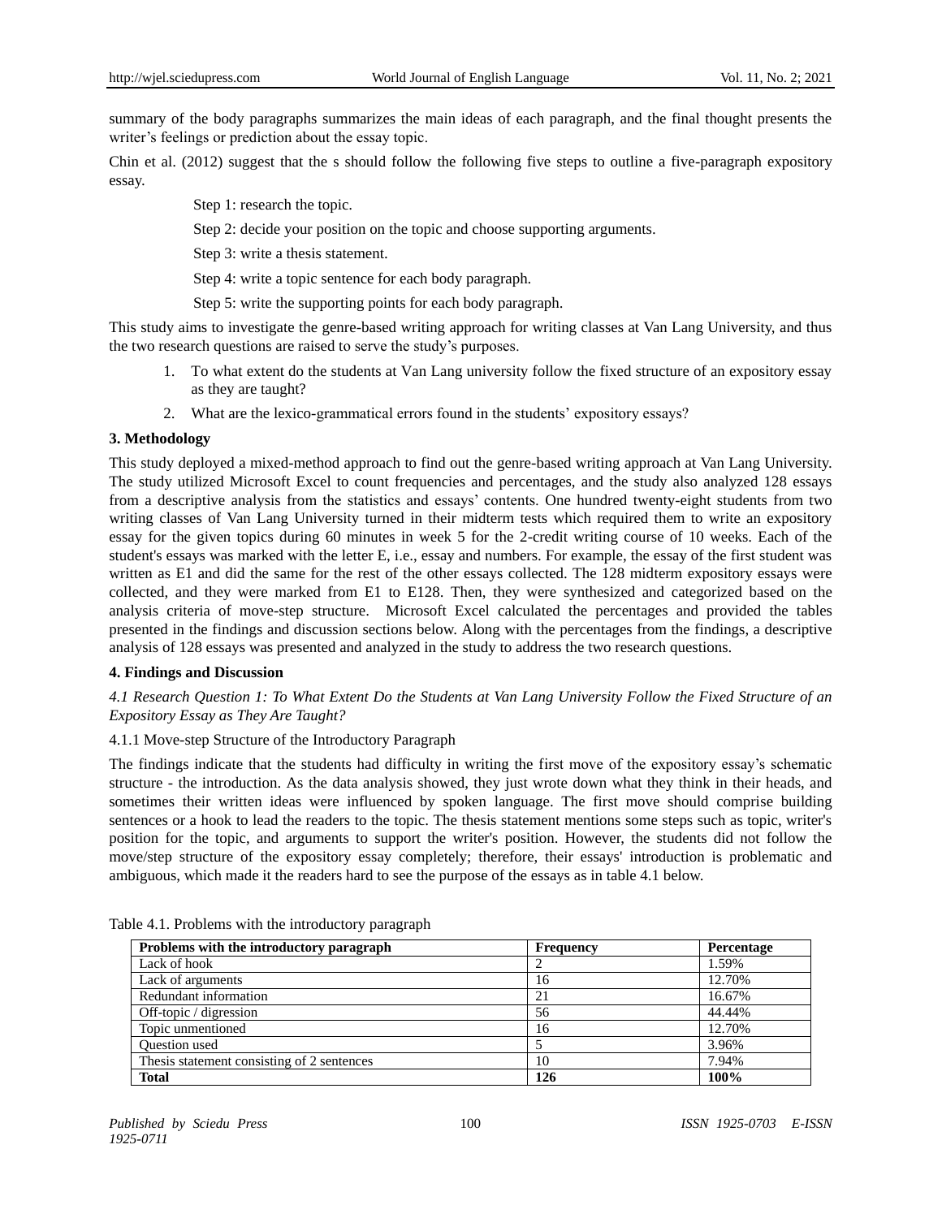summary of the body paragraphs summarizes the main ideas of each paragraph, and the final thought presents the writer's feelings or prediction about the essay topic.

Chin et al. (2012) suggest that the s should follow the following five steps to outline a five-paragraph expository essay.

Step 1: research the topic.

Step 2: decide your position on the topic and choose supporting arguments.

Step 3: write a thesis statement.

Step 4: write a topic sentence for each body paragraph.

Step 5: write the supporting points for each body paragraph.

This study aims to investigate the genre-based writing approach for writing classes at Van Lang University, and thus the two research questions are raised to serve the study's purposes.

1. To what extent do the students at Van Lang university follow the fixed structure of an expository essay as they are taught?
2. What are the lexico-grammatical errors found in the students' expository essays?

**3. Methodology**

This study deployed a mixed-method approach to find out the genre-based writing approach at Van Lang University. The study utilized Microsoft Excel to count frequencies and percentages, and the study also analyzed 128 essays from a descriptive analysis from the statistics and essays' contents. One hundred twenty-eight students from two writing classes of Van Lang University turned in their midterm tests which required them to write an expository essay for the given topics during 60 minutes in week 5 for the 2-credit writing course of 10 weeks. Each of the student's essays was marked with the letter E, i.e., essay and numbers. For example, the essay of the first student was written as E1 and did the same for the rest of the other essays collected. The 128 midterm expository essays were collected, and they were marked from E1 to E128. Then, they were synthesized and categorized based on the analysis criteria of move-step structure. Microsoft Excel calculated the percentages and provided the tables presented in the findings and discussion sections below. Along with the percentages from the findings, a descriptive analysis of 128 essays was presented and analyzed in the study to address the two research questions.

**4. Findings and Discussion**

*4.1 Research Question 1: To What Extent Do the Students at Van Lang University Follow the Fixed Structure of an Expository Essay as They Are Taught?*

4.1.1 Move-step Structure of the Introductory Paragraph

The findings indicate that the students had difficulty in writing the first move of the expository essay's schematic structure - the introduction. As the data analysis showed, they just wrote down what they think in their heads, and sometimes their written ideas were influenced by spoken language. The first move should comprise building sentences or a hook to lead the readers to the topic. The thesis statement mentions some steps such as topic, writer's position for the topic, and arguments to support the writer's position. However, the students did not follow the move/step structure of the expository essay completely; therefore, their essays' introduction is problematic and ambiguous, which made it the readers hard to see the purpose of the essays as in table 4.1 below.

Table 4.1. Problems with the introductory paragraph

| Problems with the introductory paragraph | Frequency | Percentage |
|---|---|---|
| Lack of hook | 2 | 1.59% |
| Lack of arguments | 16 | 12.70% |
| Redundant information | 21 | 16.67% |
| Off-topic / digression | 56 | 44.44% |
| Topic unmentioned | 16 | 12.70% |
| Question used | 5 | 3.96% |
| Thesis statement consisting of 2 sentences | 10 | 7.94% |
| **Total** | **126** | **100%** |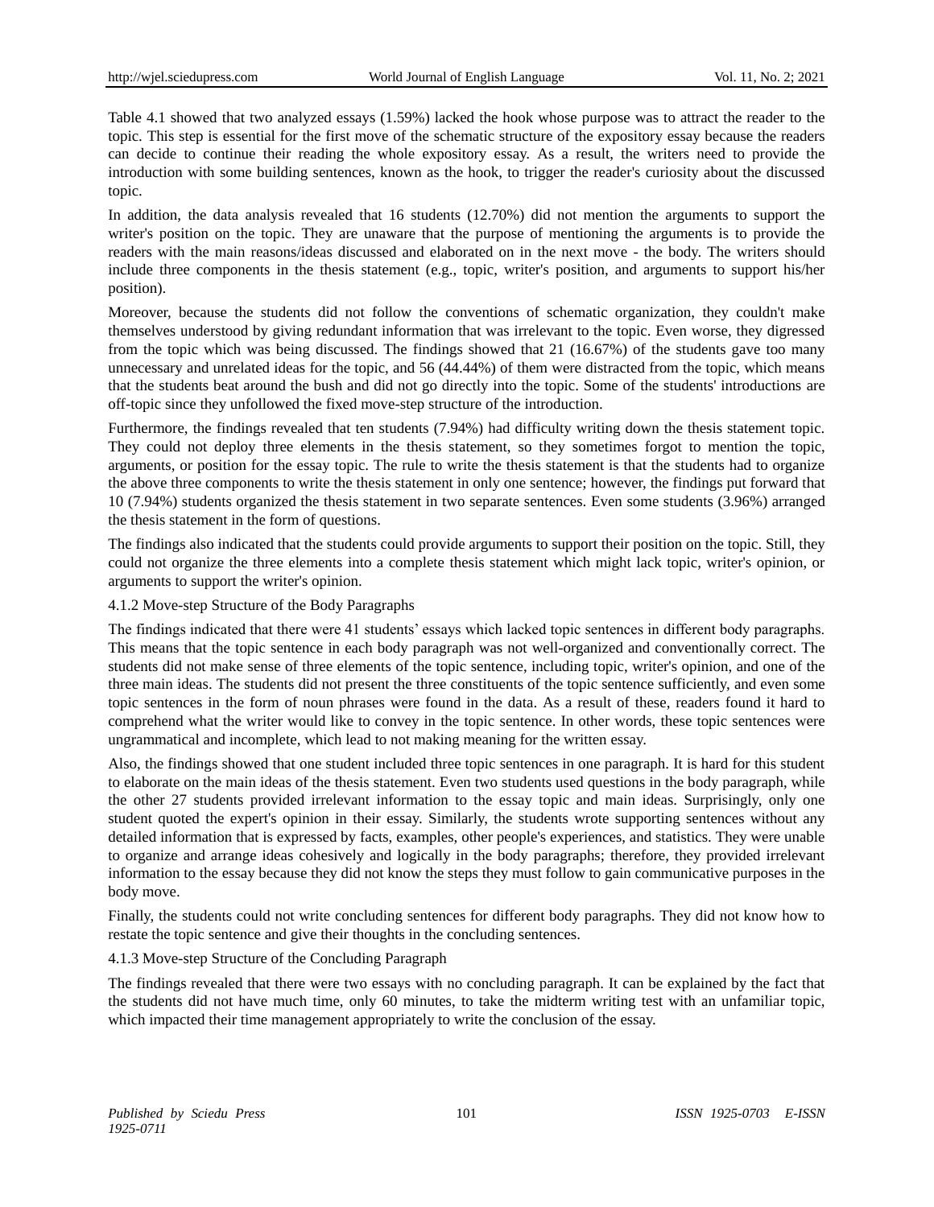Table 4.1 showed that two analyzed essays (1.59%) lacked the hook whose purpose was to attract the reader to the topic. This step is essential for the first move of the schematic structure of the expository essay because the readers can decide to continue their reading the whole expository essay. As a result, the writers need to provide the introduction with some building sentences, known as the hook, to trigger the reader's curiosity about the discussed topic.

In addition, the data analysis revealed that 16 students (12.70%) did not mention the arguments to support the writer's position on the topic. They are unaware that the purpose of mentioning the arguments is to provide the readers with the main reasons/ideas discussed and elaborated on in the next move - the body. The writers should include three components in the thesis statement (e.g., topic, writer's position, and arguments to support his/her position).

Moreover, because the students did not follow the conventions of schematic organization, they couldn't make themselves understood by giving redundant information that was irrelevant to the topic. Even worse, they digressed from the topic which was being discussed. The findings showed that 21 (16.67%) of the students gave too many unnecessary and unrelated ideas for the topic, and 56 (44.44%) of them were distracted from the topic, which means that the students beat around the bush and did not go directly into the topic. Some of the students' introductions are off-topic since they unfollowed the fixed move-step structure of the introduction.

Furthermore, the findings revealed that ten students (7.94%) had difficulty writing down the thesis statement topic. They could not deploy three elements in the thesis statement, so they sometimes forgot to mention the topic, arguments, or position for the essay topic. The rule to write the thesis statement is that the students had to organize the above three components to write the thesis statement in only one sentence; however, the findings put forward that 10 (7.94%) students organized the thesis statement in two separate sentences. Even some students (3.96%) arranged the thesis statement in the form of questions.

The findings also indicated that the students could provide arguments to support their position on the topic. Still, they could not organize the three elements into a complete thesis statement which might lack topic, writer's opinion, or arguments to support the writer's opinion.

#### 4.1.2 Move-step Structure of the Body Paragraphs

The findings indicated that there were 41 students' essays which lacked topic sentences in different body paragraphs. This means that the topic sentence in each body paragraph was not well-organized and conventionally correct. The students did not make sense of three elements of the topic sentence, including topic, writer's opinion, and one of the three main ideas. The students did not present the three constituents of the topic sentence sufficiently, and even some topic sentences in the form of noun phrases were found in the data. As a result of these, readers found it hard to comprehend what the writer would like to convey in the topic sentence. In other words, these topic sentences were ungrammatical and incomplete, which lead to not making meaning for the written essay.

Also, the findings showed that one student included three topic sentences in one paragraph. It is hard for this student to elaborate on the main ideas of the thesis statement. Even two students used questions in the body paragraph, while the other 27 students provided irrelevant information to the essay topic and main ideas. Surprisingly, only one student quoted the expert's opinion in their essay. Similarly, the students wrote supporting sentences without any detailed information that is expressed by facts, examples, other people's experiences, and statistics. They were unable to organize and arrange ideas cohesively and logically in the body paragraphs; therefore, they provided irrelevant information to the essay because they did not know the steps they must follow to gain communicative purposes in the body move.

Finally, the students could not write concluding sentences for different body paragraphs. They did not know how to restate the topic sentence and give their thoughts in the concluding sentences.

#### 4.1.3 Move-step Structure of the Concluding Paragraph

The findings revealed that there were two essays with no concluding paragraph. It can be explained by the fact that the students did not have much time, only 60 minutes, to take the midterm writing test with an unfamiliar topic, which impacted their time management appropriately to write the conclusion of the essay.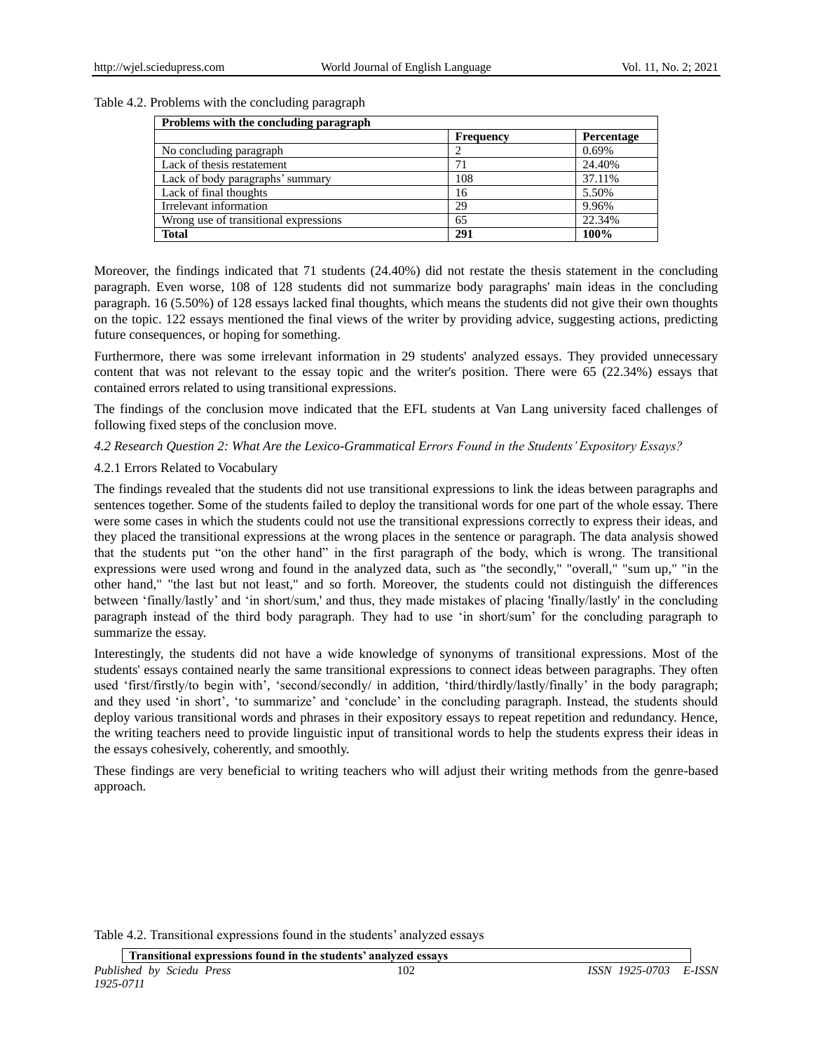Table 4.2. Problems with the concluding paragraph

| Problems with the concluding paragraph | | |
|---|---|---|
| | **Frequency** | **Percentage** |
| No concluding paragraph | 2 | 0.69% |
| Lack of thesis restatement | 71 | 24.40% |
| Lack of body paragraphs' summary | 108 | 37.11% |
| Lack of final thoughts | 16 | 5.50% |
| Irrelevant information | 29 | 9.96% |
| Wrong use of transitional expressions | 65 | 22.34% |
| **Total** | **291** | **100%** |

Moreover, the findings indicated that 71 students (24.40%) did not restate the thesis statement in the concluding paragraph. Even worse, 108 of 128 students did not summarize body paragraphs' main ideas in the concluding paragraph. 16 (5.50%) of 128 essays lacked final thoughts, which means the students did not give their own thoughts on the topic. 122 essays mentioned the final views of the writer by providing advice, suggesting actions, predicting future consequences, or hoping for something.

Furthermore, there was some irrelevant information in 29 students' analyzed essays. They provided unnecessary content that was not relevant to the essay topic and the writer's position. There were 65 (22.34%) essays that contained errors related to using transitional expressions.

The findings of the conclusion move indicated that the EFL students at Van Lang university faced challenges of following fixed steps of the conclusion move.

### *4.2 Research Question 2: What Are the Lexico-Grammatical Errors Found in the Students' Expository Essays?*

#### 4.2.1 Errors Related to Vocabulary

The findings revealed that the students did not use transitional expressions to link the ideas between paragraphs and sentences together. Some of the students failed to deploy the transitional words for one part of the whole essay. There were some cases in which the students could not use the transitional expressions correctly to express their ideas, and they placed the transitional expressions at the wrong places in the sentence or paragraph. The data analysis showed that the students put "on the other hand" in the first paragraph of the body, which is wrong. The transitional expressions were used wrong and found in the analyzed data, such as "the secondly," "overall," "sum up," "in the other hand," "the last but not least," and so forth. Moreover, the students could not distinguish the differences between 'finally/lastly' and 'in short/sum,' and thus, they made mistakes of placing 'finally/lastly' in the concluding paragraph instead of the third body paragraph. They had to use 'in short/sum' for the concluding paragraph to summarize the essay.

Interestingly, the students did not have a wide knowledge of synonyms of transitional expressions. Most of the students' essays contained nearly the same transitional expressions to connect ideas between paragraphs. They often used 'first/firstly/to begin with', 'second/secondly/ in addition, 'third/thirdly/lastly/finally' in the body paragraph; and they used 'in short', 'to summarize' and 'conclude' in the concluding paragraph. Instead, the students should deploy various transitional words and phrases in their expository essays to repeat repetition and redundancy. Hence, the writing teachers need to provide linguistic input of transitional words to help the students express their ideas in the essays cohesively, coherently, and smoothly.

These findings are very beneficial to writing teachers who will adjust their writing methods from the genre-based approach.

Table 4.2. Transitional expressions found in the students' analyzed essays

| Transitional expressions found in the students' analyzed essays |
|---|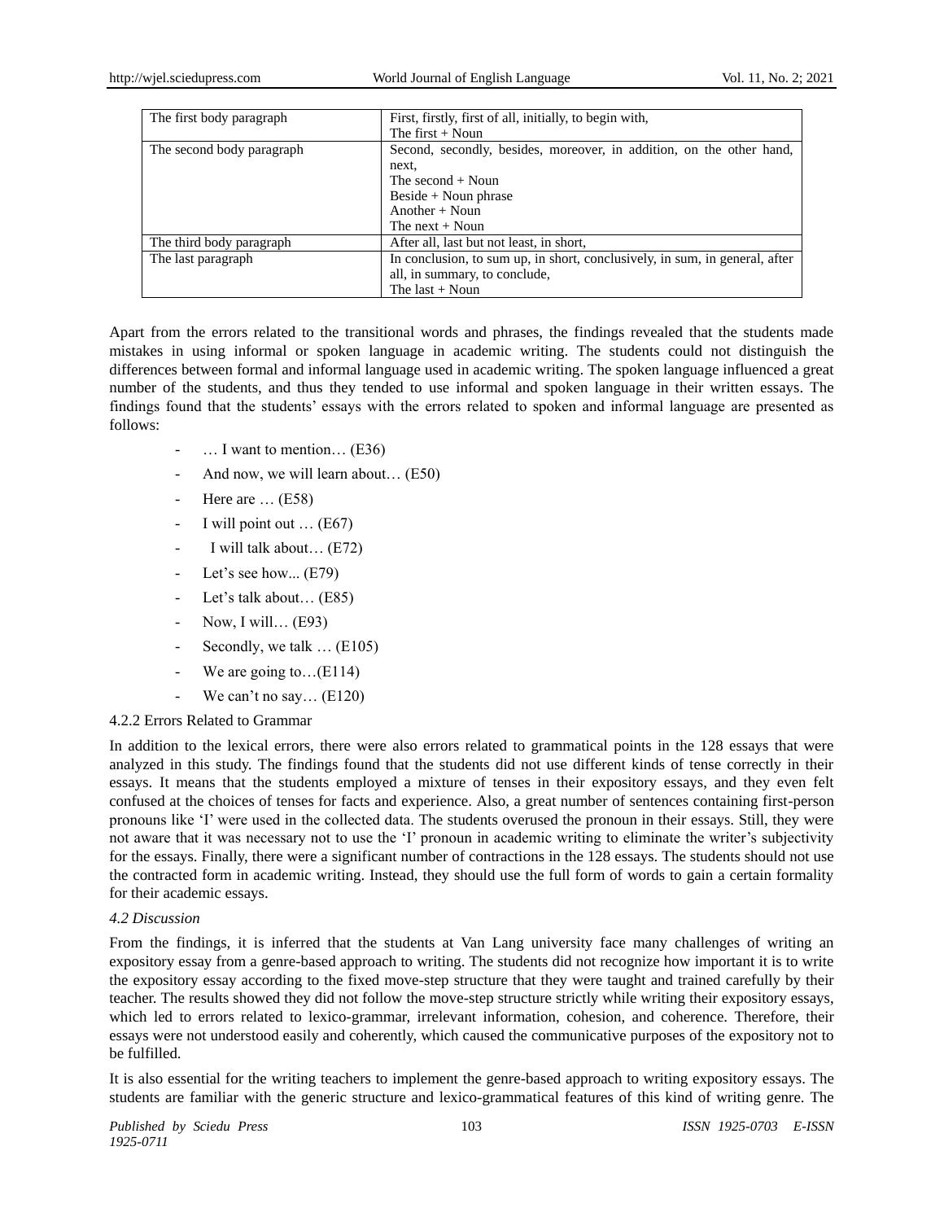| The first body paragraph | First, firstly, first of all, initially, to begin with,<br>The first + Noun |
|---|---|
| The second body paragraph | Second, secondly, besides, moreover, in addition, on the other hand, next,<br>The second + Noun<br>Beside + Noun phrase<br>Another + Noun<br>The next + Noun |
| The third body paragraph | After all, last but not least, in short, |
| The last paragraph | In conclusion, to sum up, in short, conclusively, in sum, in general, after all, in summary, to conclude,<br>The last + Noun |

Apart from the errors related to the transitional words and phrases, the findings revealed that the students made mistakes in using informal or spoken language in academic writing. The students could not distinguish the differences between formal and informal language used in academic writing. The spoken language influenced a great number of the students, and thus they tended to use informal and spoken language in their written essays. The findings found that the students' essays with the errors related to spoken and informal language are presented as follows:

- … I want to mention… (E36)
- And now, we will learn about… (E50)
- Here are … (E58)
- I will point out … (E67)
- I will talk about… (E72)
- Let's see how... (E79)
- Let's talk about… (E85)
- Now, I will… (E93)
- Secondly, we talk … (E105)
- We are going to…(E114)
- We can't no say… (E120)

4.2.2 Errors Related to Grammar

In addition to the lexical errors, there were also errors related to grammatical points in the 128 essays that were analyzed in this study. The findings found that the students did not use different kinds of tense correctly in their essays. It means that the students employed a mixture of tenses in their expository essays, and they even felt confused at the choices of tenses for facts and experience. Also, a great number of sentences containing first-person pronouns like 'I' were used in the collected data. The students overused the pronoun in their essays. Still, they were not aware that it was necessary not to use the 'I' pronoun in academic writing to eliminate the writer's subjectivity for the essays. Finally, there were a significant number of contractions in the 128 essays. The students should not use the contracted form in academic writing. Instead, they should use the full form of words to gain a certain formality for their academic essays.

*4.2 Discussion*

From the findings, it is inferred that the students at Van Lang university face many challenges of writing an expository essay from a genre-based approach to writing. The students did not recognize how important it is to write the expository essay according to the fixed move-step structure that they were taught and trained carefully by their teacher. The results showed they did not follow the move-step structure strictly while writing their expository essays, which led to errors related to lexico-grammar, irrelevant information, cohesion, and coherence. Therefore, their essays were not understood easily and coherently, which caused the communicative purposes of the expository not to be fulfilled.

It is also essential for the writing teachers to implement the genre-based approach to writing expository essays. The students are familiar with the generic structure and lexico-grammatical features of this kind of writing genre. The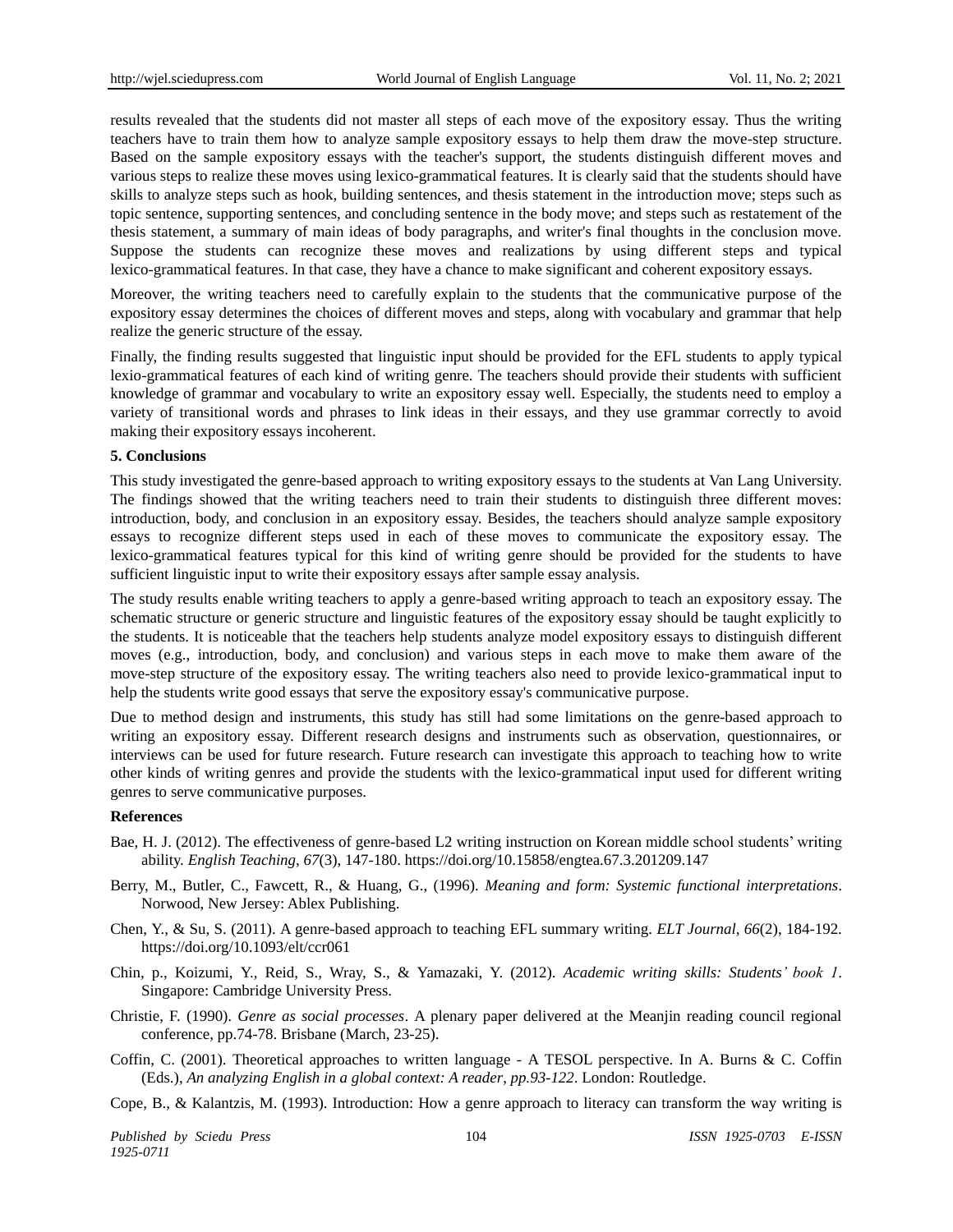results revealed that the students did not master all steps of each move of the expository essay. Thus the writing teachers have to train them how to analyze sample expository essays to help them draw the move-step structure. Based on the sample expository essays with the teacher's support, the students distinguish different moves and various steps to realize these moves using lexico-grammatical features. It is clearly said that the students should have skills to analyze steps such as hook, building sentences, and thesis statement in the introduction move; steps such as topic sentence, supporting sentences, and concluding sentence in the body move; and steps such as restatement of the thesis statement, a summary of main ideas of body paragraphs, and writer's final thoughts in the conclusion move. Suppose the students can recognize these moves and realizations by using different steps and typical lexico-grammatical features. In that case, they have a chance to make significant and coherent expository essays.

Moreover, the writing teachers need to carefully explain to the students that the communicative purpose of the expository essay determines the choices of different moves and steps, along with vocabulary and grammar that help realize the generic structure of the essay.

Finally, the finding results suggested that linguistic input should be provided for the EFL students to apply typical lexio-grammatical features of each kind of writing genre. The teachers should provide their students with sufficient knowledge of grammar and vocabulary to write an expository essay well. Especially, the students need to employ a variety of transitional words and phrases to link ideas in their essays, and they use grammar correctly to avoid making their expository essays incoherent.

## 5. Conclusions

This study investigated the genre-based approach to writing expository essays to the students at Van Lang University. The findings showed that the writing teachers need to train their students to distinguish three different moves: introduction, body, and conclusion in an expository essay. Besides, the teachers should analyze sample expository essays to recognize different steps used in each of these moves to communicate the expository essay. The lexico-grammatical features typical for this kind of writing genre should be provided for the students to have sufficient linguistic input to write their expository essays after sample essay analysis.

The study results enable writing teachers to apply a genre-based writing approach to teach an expository essay. The schematic structure or generic structure and linguistic features of the expository essay should be taught explicitly to the students. It is noticeable that the teachers help students analyze model expository essays to distinguish different moves (e.g., introduction, body, and conclusion) and various steps in each move to make them aware of the move-step structure of the expository essay. The writing teachers also need to provide lexico-grammatical input to help the students write good essays that serve the expository essay's communicative purpose.

Due to method design and instruments, this study has still had some limitations on the genre-based approach to writing an expository essay. Different research designs and instruments such as observation, questionnaires, or interviews can be used for future research. Future research can investigate this approach to teaching how to write other kinds of writing genres and provide the students with the lexico-grammatical input used for different writing genres to serve communicative purposes.

## References

Bae, H. J. (2012). The effectiveness of genre-based L2 writing instruction on Korean middle school students' writing ability. *English Teaching*, *67*(3), 147-180. https://doi.org/10.15858/engtea.67.3.201209.147

Berry, M., Butler, C., Fawcett, R., & Huang, G., (1996). *Meaning and form: Systemic functional interpretations*. Norwood, New Jersey: Ablex Publishing.

Chen, Y., & Su, S. (2011). A genre-based approach to teaching EFL summary writing. *ELT Journal*, *66*(2), 184-192. https://doi.org/10.1093/elt/ccr061

Chin, p., Koizumi, Y., Reid, S., Wray, S., & Yamazaki, Y. (2012). *Academic writing skills: Students' book 1*. Singapore: Cambridge University Press.

Christie, F. (1990). *Genre as social processes*. A plenary paper delivered at the Meanjin reading council regional conference, pp.74-78. Brisbane (March, 23-25).

Coffin, C. (2001). Theoretical approaches to written language - A TESOL perspective. In A. Burns & C. Coffin (Eds.), *An analyzing English in a global context: A reader, pp.93-122*. London: Routledge.

Cope, B., & Kalantzis, M. (1993). Introduction: How a genre approach to literacy can transform the way writing is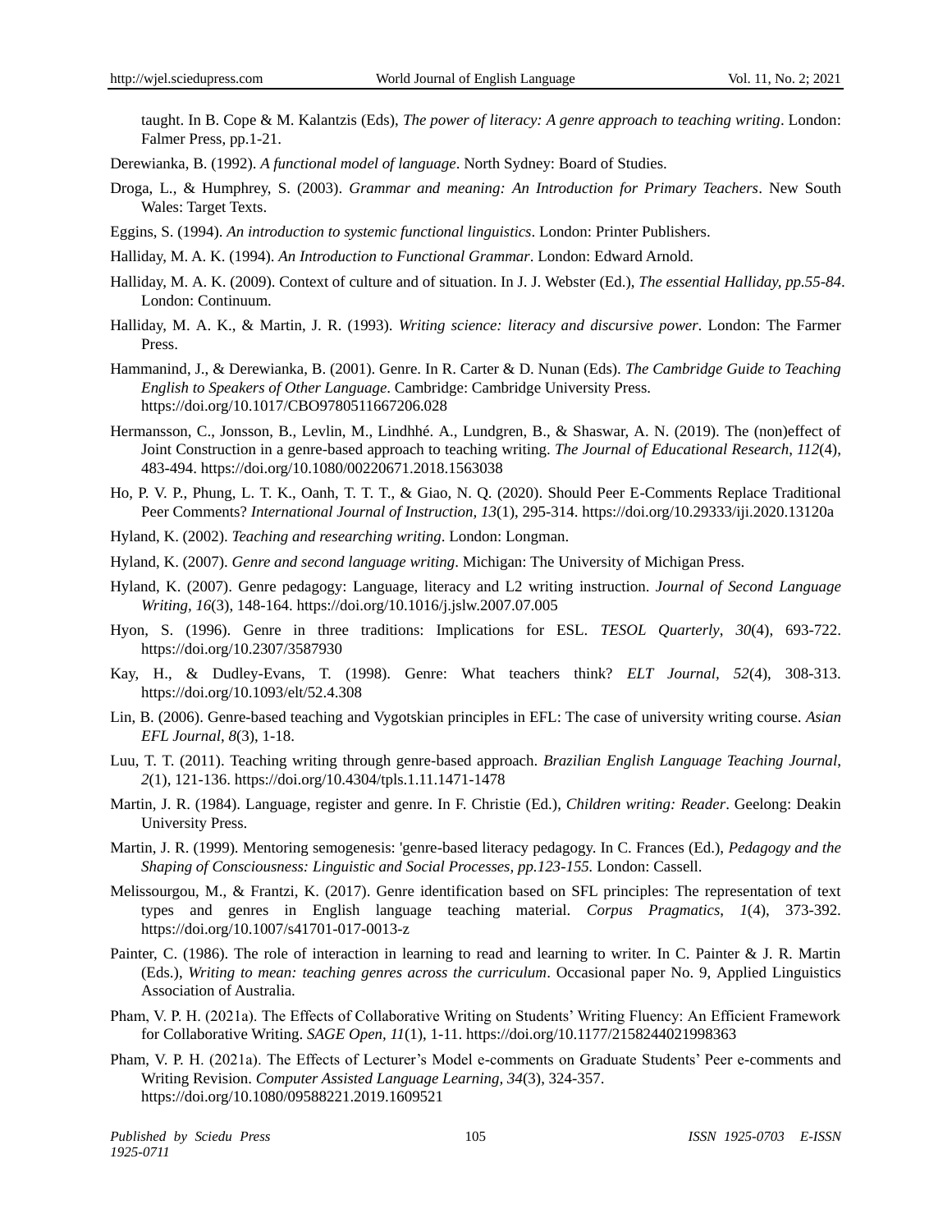taught. In B. Cope & M. Kalantzis (Eds), *The power of literacy: A genre approach to teaching writing*. London: Falmer Press, pp.1-21.

Derewianka, B. (1992). *A functional model of language*. North Sydney: Board of Studies.

Droga, L., & Humphrey, S. (2003). *Grammar and meaning: An Introduction for Primary Teachers*. New South Wales: Target Texts.

Eggins, S. (1994). *An introduction to systemic functional linguistics*. London: Printer Publishers.

Halliday, M. A. K. (1994). *An Introduction to Functional Grammar*. London: Edward Arnold.

Halliday, M. A. K. (2009). Context of culture and of situation. In J. J. Webster (Ed.), *The essential Halliday, pp.55-84*. London: Continuum.

Halliday, M. A. K., & Martin, J. R. (1993). *Writing science: literacy and discursive power*. London: The Farmer Press.

Hammanind, J., & Derewianka, B. (2001). Genre. In R. Carter & D. Nunan (Eds). *The Cambridge Guide to Teaching English to Speakers of Other Language*. Cambridge: Cambridge University Press. https://doi.org/10.1017/CBO9780511667206.028

Hermansson, C., Jonsson, B., Levlin, M., Lindhhé. A., Lundgren, B., & Shaswar, A. N. (2019). The (non)effect of Joint Construction in a genre-based approach to teaching writing. *The Journal of Educational Research*, *112*(4), 483-494. https://doi.org/10.1080/00220671.2018.1563038

Ho, P. V. P., Phung, L. T. K., Oanh, T. T. T., & Giao, N. Q. (2020). Should Peer E-Comments Replace Traditional Peer Comments? *International Journal of Instruction, 13*(1), 295-314. https://doi.org/10.29333/iji.2020.13120a

Hyland, K. (2002). *Teaching and researching writing*. London: Longman.

Hyland, K. (2007). *Genre and second language writing*. Michigan: The University of Michigan Press.

Hyland, K. (2007). Genre pedagogy: Language, literacy and L2 writing instruction. *Journal of Second Language Writing, 16*(3), 148-164. https://doi.org/10.1016/j.jslw.2007.07.005

Hyon, S. (1996). Genre in three traditions: Implications for ESL. *TESOL Quarterly*, *30*(4), 693-722. https://doi.org/10.2307/3587930

Kay, H., & Dudley-Evans, T. (1998). Genre: What teachers think? *ELT Journal, 52*(4), 308-313. https://doi.org/10.1093/elt/52.4.308

Lin, B. (2006). Genre-based teaching and Vygotskian principles in EFL: The case of university writing course. *Asian EFL Journal*, *8*(3), 1-18.

Luu, T. T. (2011). Teaching writing through genre-based approach. *Brazilian English Language Teaching Journal, 2*(1), 121-136. https://doi.org/10.4304/tpls.1.11.1471-1478

Martin, J. R. (1984). Language, register and genre. In F. Christie (Ed.), *Children writing: Reader*. Geelong: Deakin University Press.

Martin, J. R. (1999). Mentoring semogenesis: 'genre-based literacy pedagogy. In C. Frances (Ed.), *Pedagogy and the Shaping of Consciousness: Linguistic and Social Processes, pp.123-155.* London: Cassell.

Melissourgou, M., & Frantzi, K. (2017). Genre identification based on SFL principles: The representation of text types and genres in English language teaching material. *Corpus Pragmatics*, *1*(4), 373-392. https://doi.org/10.1007/s41701-017-0013-z

Painter, C. (1986). The role of interaction in learning to read and learning to writer. In C. Painter & J. R. Martin (Eds.), *Writing to mean: teaching genres across the curriculum*. Occasional paper No. 9, Applied Linguistics Association of Australia.

Pham, V. P. H. (2021a). The Effects of Collaborative Writing on Students' Writing Fluency: An Efficient Framework for Collaborative Writing. *SAGE Open, 11*(1), 1-11. https://doi.org/10.1177/2158244021998363

Pham, V. P. H. (2021a). The Effects of Lecturer's Model e-comments on Graduate Students' Peer e-comments and Writing Revision. *Computer Assisted Language Learning, 34*(3), 324-357. https://doi.org/10.1080/09588221.2019.1609521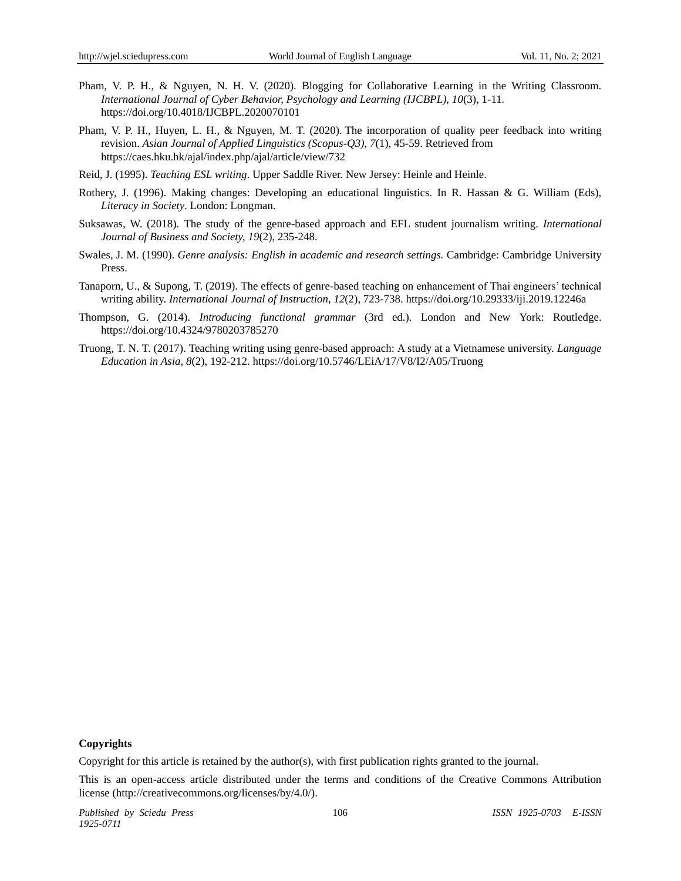Pham, V. P. H., & Nguyen, N. H. V. (2020). Blogging for Collaborative Learning in the Writing Classroom. *International Journal of Cyber Behavior, Psychology and Learning (IJCBPL), 10*(3), 1-11. https://doi.org/10.4018/IJCBPL.2020070101

Pham, V. P. H., Huyen, L. H., & Nguyen, M. T. (2020). The incorporation of quality peer feedback into writing revision. *Asian Journal of Applied Linguistics (Scopus-Q3), 7*(1), 45-59. Retrieved from https://caes.hku.hk/ajal/index.php/ajal/article/view/732

Reid, J. (1995). *Teaching ESL writing*. Upper Saddle River. New Jersey: Heinle and Heinle.

Rothery, J. (1996). Making changes: Developing an educational linguistics. In R. Hassan & G. William (Eds), *Literacy in Society*. London: Longman.

Suksawas, W. (2018). The study of the genre-based approach and EFL student journalism writing. *International Journal of Business and Society, 19*(2), 235-248.

Swales, J. M. (1990). *Genre analysis: English in academic and research settings.* Cambridge: Cambridge University Press.

Tanaporn, U., & Supong, T. (2019). The effects of genre-based teaching on enhancement of Thai engineers' technical writing ability. *International Journal of Instruction, 12*(2), 723-738. https://doi.org/10.29333/iji.2019.12246a

Thompson, G. (2014). *Introducing functional grammar* (3rd ed.). London and New York: Routledge. https://doi.org/10.4324/9780203785270

Truong, T. N. T. (2017). Teaching writing using genre-based approach: A study at a Vietnamese university. *Language Education in Asia, 8*(2), 192-212. https://doi.org/10.5746/LEiA/17/V8/I2/A05/Truong

**Copyrights**

Copyright for this article is retained by the author(s), with first publication rights granted to the journal.

This is an open-access article distributed under the terms and conditions of the Creative Commons Attribution license (http://creativecommons.org/licenses/by/4.0/).